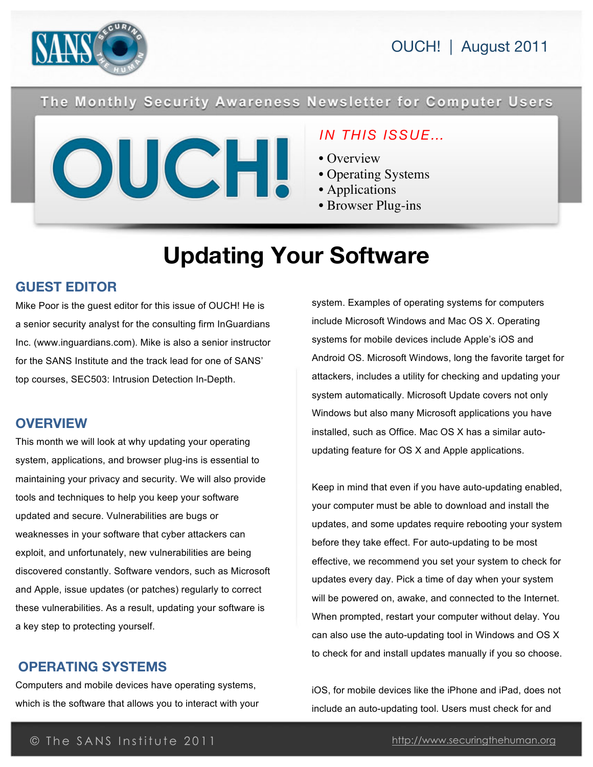# OUCH! | August 2011

The Monthly Security Awareness Newsletter for Computer Users

*IN THIS ISSUE...*

- Overview
- Operating Systems
- Applications
- Browser Plug-ins

# Updating Your Software

## GUEST EDITOR

Mike Poor is the guest editor for this issue of OUCH! He is a senior security analyst for the consulting firm InGuardians Inc. (www.inguardians.com). Mike is also a senior instructor for the SANS Institute and the track lead for one of SANS' top courses, SEC503: Intrusion Detection In-Depth.

## OVERVIEW

This month we will look at why updating your operating system, applications, and browser plug-ins is essential to maintaining your privacy and security. We will also provide tools and techniques to help you keep your software updated and secure. Vulnerabilities are bugs or weaknesses in your software that cyber attackers can exploit, and unfortunately, new vulnerabilities are being discovered constantly. Software vendors, such as Microsoft and Apple, issue updates (or patches) regularly to correct these vulnerabilities. As a result, updating your software is a key step to protecting yourself.

## OPERATING SYSTEMS

Computers and mobile devices have operating systems, which is the software that allows you to interact with your system. Examples of operating systems for computers include Microsoft Windows and Mac OS X. Operating systems for mobile devices include Apple's iOS and Android OS. Microsoft Windows, long the favorite target for attackers, includes a utility for checking and updating your system automatically. Microsoft Update covers not only Windows but also many Microsoft applications you have installed, such as Office. Mac OS X has a similar auto-updating feature for OS X and Apple applications.

Keep in mind that even if you have auto-updating enabled, your computer must be able to download and install the updates, and some updates require rebooting your system before they take effect. For auto-updating to be most effective, we recommend you set your system to check for updates every day. Pick a time of day when your system will be powered on, awake, and connected to the Internet. When prompted, restart your computer without delay. You can also use the auto-updating tool in Windows and OS X to check for and install updates manually if you so choose.

iOS, for mobile devices like the iPhone and iPad, does not include an auto-updating tool. Users must check for and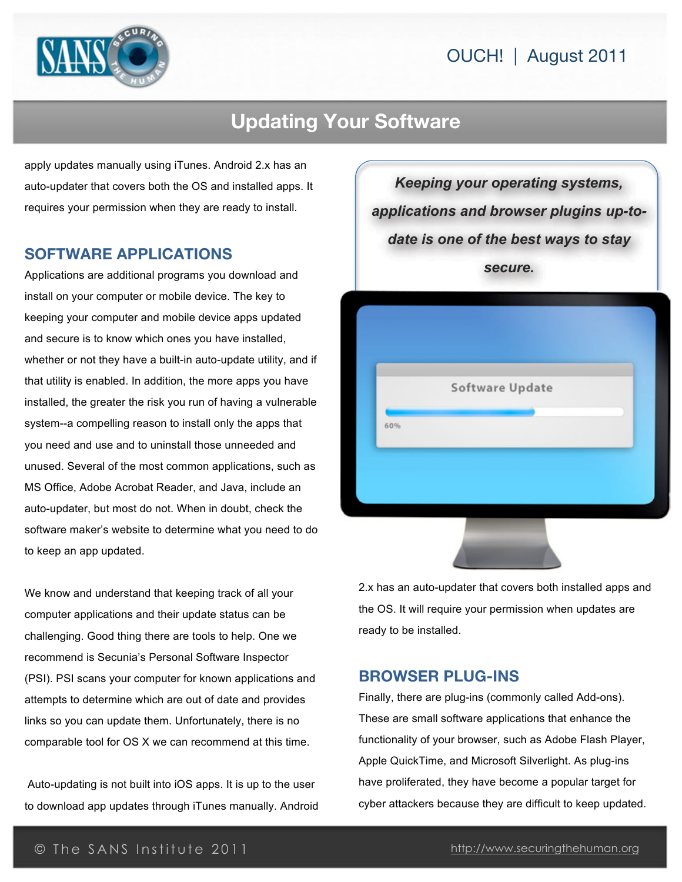apply updates manually using iTunes. Android 2.x has an auto-updater that covers both the OS and installed apps. It requires your permission when they are ready to install.

## SOFTWARE APPLICATIONS

Applications are additional programs you download and install on your computer or mobile device. The key to keeping your computer and mobile device apps updated and secure is to know which ones you have installed, whether or not they have a built-in auto-update utility, and if that utility is enabled. In addition, the more apps you have installed, the greater the risk you run of having a vulnerable system--a compelling reason to install only the apps that you need and use and to uninstall those unneeded and unused. Several of the most common applications, such as MS Office, Adobe Acrobat Reader, and Java, include an auto-updater, but most do not. When in doubt, check the software maker's website to determine what you need to do to keep an app updated.

We know and understand that keeping track of all your computer applications and their update status can be challenging. Good thing there are tools to help. One we recommend is Secunia's Personal Software Inspector (PSI). PSI scans your computer for known applications and attempts to determine which are out of date and provides links so you can update them. Unfortunately, there is no comparable tool for OS X we can recommend at this time.

Auto-updating is not built into iOS apps. It is up to the user to download app updates through iTunes manually. Android 2.x has an auto-updater that covers both installed apps and the OS. It will require your permission when updates are ready to be installed.

***Keeping your operating systems, applications and browser plugins up-to-date is one of the best ways to stay secure.***

## BROWSER PLUG-INS

Finally, there are plug-ins (commonly called Add-ons). These are small software applications that enhance the functionality of your browser, such as Adobe Flash Player, Apple QuickTime, and Microsoft Silverlight. As plug-ins have proliferated, they have become a popular target for cyber attackers because they are difficult to keep updated.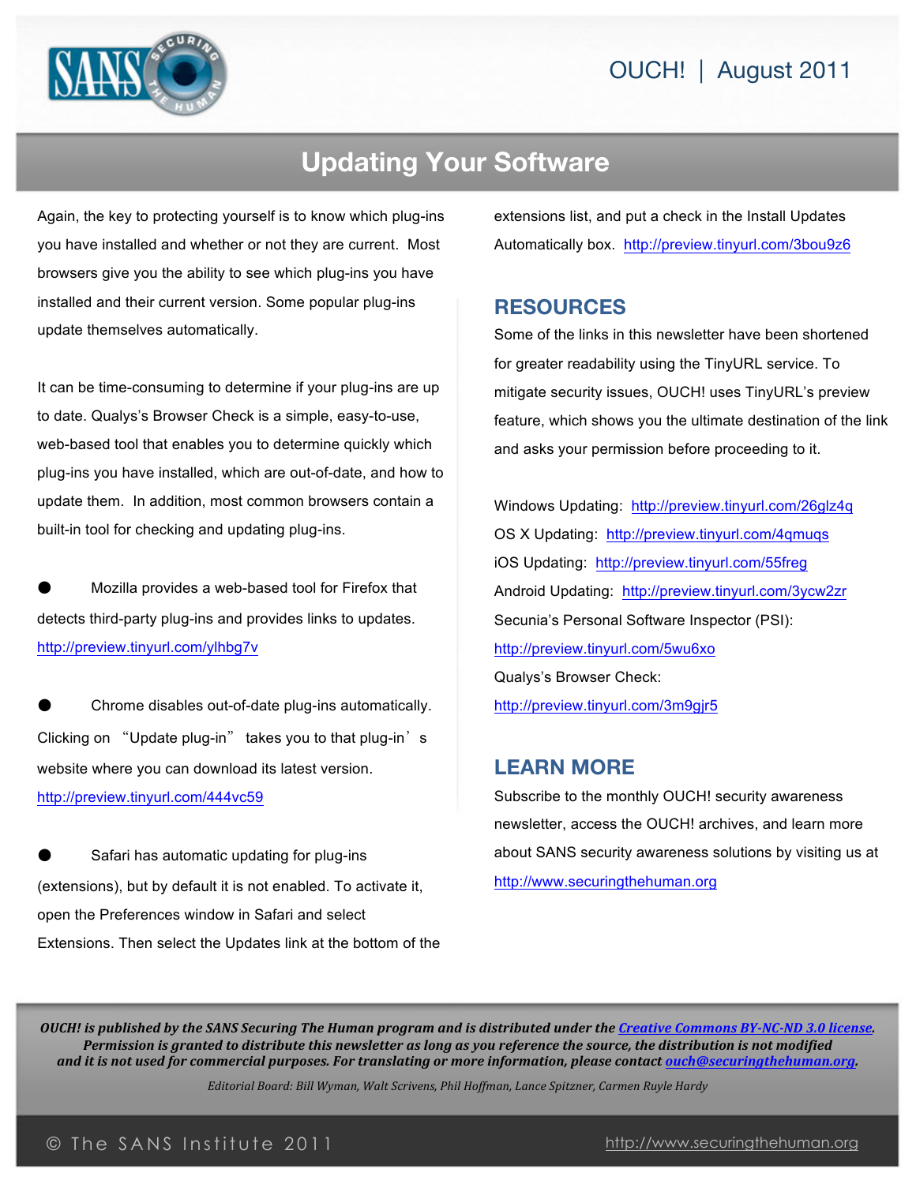## Updating Your Software

Again, the key to protecting yourself is to know which plug-ins you have installed and whether or not they are current. Most browsers give you the ability to see which plug-ins you have installed and their current version. Some popular plug-ins update themselves automatically.

It can be time-consuming to determine if your plug-ins are up to date. Qualys's Browser Check is a simple, easy-to-use, web-based tool that enables you to determine quickly which plug-ins you have installed, which are out-of-date, and how to update them. In addition, most common browsers contain a built-in tool for checking and updating plug-ins.

- Mozilla provides a web-based tool for Firefox that detects third-party plug-ins and provides links to updates. http://preview.tinyurl.com/ylhbg7v
- Chrome disables out-of-date plug-ins automatically. Clicking on "Update plug-in" takes you to that plug-in's website where you can download its latest version. http://preview.tinyurl.com/444vc59
- Safari has automatic updating for plug-ins (extensions), but by default it is not enabled. To activate it, open the Preferences window in Safari and select Extensions. Then select the Updates link at the bottom of the extensions list, and put a check in the Install Updates Automatically box. http://preview.tinyurl.com/3bou9z6

## RESOURCES

Some of the links in this newsletter have been shortened for greater readability using the TinyURL service. To mitigate security issues, OUCH! uses TinyURL's preview feature, which shows you the ultimate destination of the link and asks your permission before proceeding to it.

Windows Updating: http://preview.tinyurl.com/26glz4q
OS X Updating: http://preview.tinyurl.com/4qmuqs
iOS Updating: http://preview.tinyurl.com/55freg
Android Updating: http://preview.tinyurl.com/3ycw2zr
Secunia's Personal Software Inspector (PSI):
http://preview.tinyurl.com/5wu6xo
Qualys's Browser Check:
http://preview.tinyurl.com/3m9gjr5

## LEARN MORE

Subscribe to the monthly OUCH! security awareness newsletter, access the OUCH! archives, and learn more about SANS security awareness solutions by visiting us at http://www.securingthehuman.org

*OUCH! is published by the SANS Securing The Human program and is distributed under the Creative Commons BY-NC-ND 3.0 license. Permission is granted to distribute this newsletter as long as you reference the source, the distribution is not modified and it is not used for commercial purposes. For translating or more information, please contact ouch@securingthehuman.org.*

*Editorial Board: Bill Wyman, Walt Scrivens, Phil Hoffman, Lance Spitzner, Carmen Ruyle Hardy*

© The SANS Institute 2011 http://www.securingthehuman.org